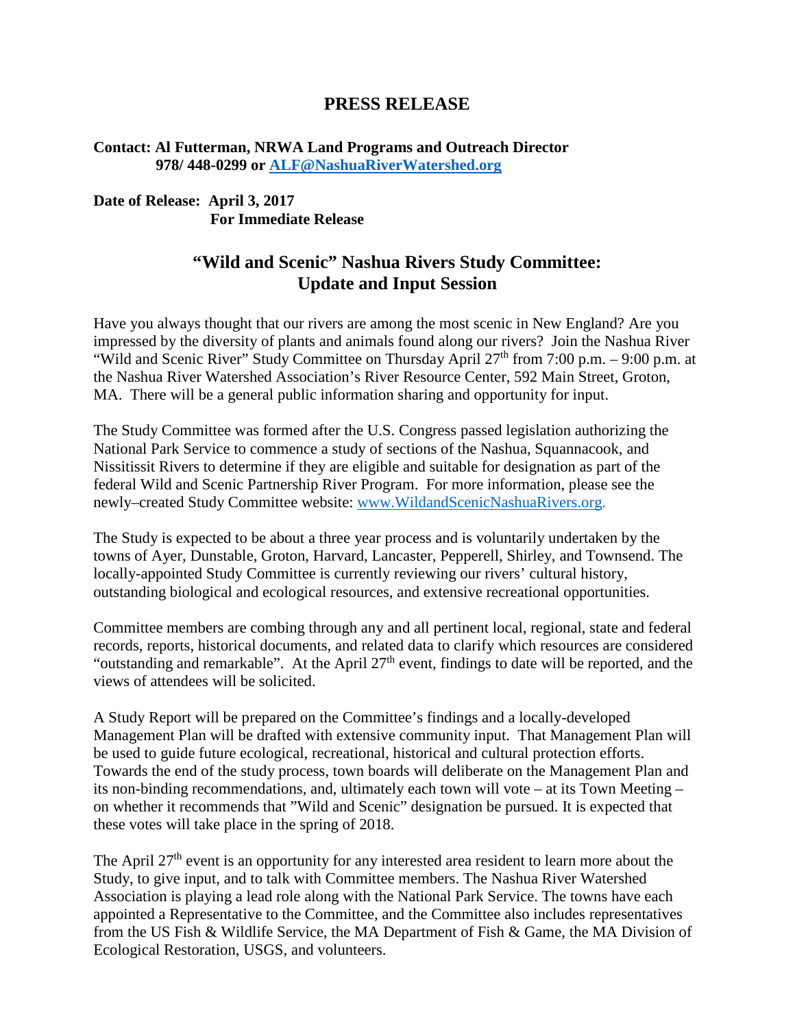# PRESS RELEASE

**Contact: Al Futterman, NRWA Land Programs and Outreach Director**
**978/ 448-0299 or [ALF@NashuaRiverWatershed.org](mailto:ALF@NashuaRiverWatershed.org)**

**Date of Release: April 3, 2017**
**For Immediate Release**

## "Wild and Scenic" Nashua Rivers Study Committee: Update and Input Session

Have you always thought that our rivers are among the most scenic in New England? Are you impressed by the diversity of plants and animals found along our rivers? Join the Nashua River "Wild and Scenic River" Study Committee on Thursday April 27th from 7:00 p.m. – 9:00 p.m. at the Nashua River Watershed Association's River Resource Center, 592 Main Street, Groton, MA. There will be a general public information sharing and opportunity for input.

The Study Committee was formed after the U.S. Congress passed legislation authorizing the National Park Service to commence a study of sections of the Nashua, Squannacook, and Nissitissit Rivers to determine if they are eligible and suitable for designation as part of the federal Wild and Scenic Partnership River Program. For more information, please see the newly–created Study Committee website: [www.WildandScenicNashuaRivers.org](http://www.WildandScenicNashuaRivers.org).

The Study is expected to be about a three year process and is voluntarily undertaken by the towns of Ayer, Dunstable, Groton, Harvard, Lancaster, Pepperell, Shirley, and Townsend. The locally-appointed Study Committee is currently reviewing our rivers' cultural history, outstanding biological and ecological resources, and extensive recreational opportunities.

Committee members are combing through any and all pertinent local, regional, state and federal records, reports, historical documents, and related data to clarify which resources are considered "outstanding and remarkable". At the April 27th event, findings to date will be reported, and the views of attendees will be solicited.

A Study Report will be prepared on the Committee's findings and a locally-developed Management Plan will be drafted with extensive community input. That Management Plan will be used to guide future ecological, recreational, historical and cultural protection efforts. Towards the end of the study process, town boards will deliberate on the Management Plan and its non-binding recommendations, and, ultimately each town will vote – at its Town Meeting – on whether it recommends that "Wild and Scenic" designation be pursued. It is expected that these votes will take place in the spring of 2018.

The April 27th event is an opportunity for any interested area resident to learn more about the Study, to give input, and to talk with Committee members. The Nashua River Watershed Association is playing a lead role along with the National Park Service. The towns have each appointed a Representative to the Committee, and the Committee also includes representatives from the US Fish & Wildlife Service, the MA Department of Fish & Game, the MA Division of Ecological Restoration, USGS, and volunteers.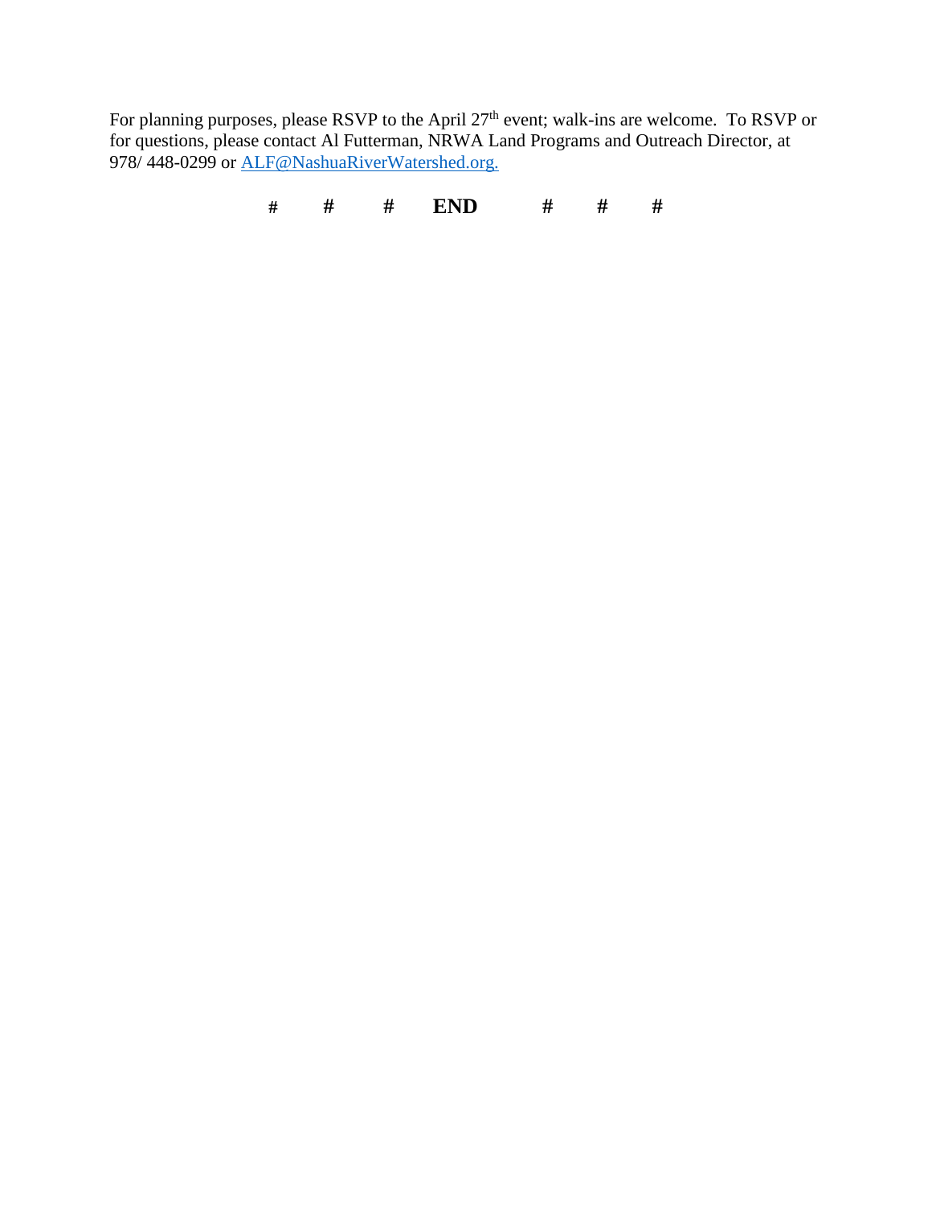For planning purposes, please RSVP to the April 27th event; walk-ins are welcome. To RSVP or for questions, please contact Al Futterman, NRWA Land Programs and Outreach Director, at 978/ 448-0299 or [ALF@NashuaRiverWatershed.org.](mailto:ALF@NashuaRiverWatershed.org)

**# # # END # # #**